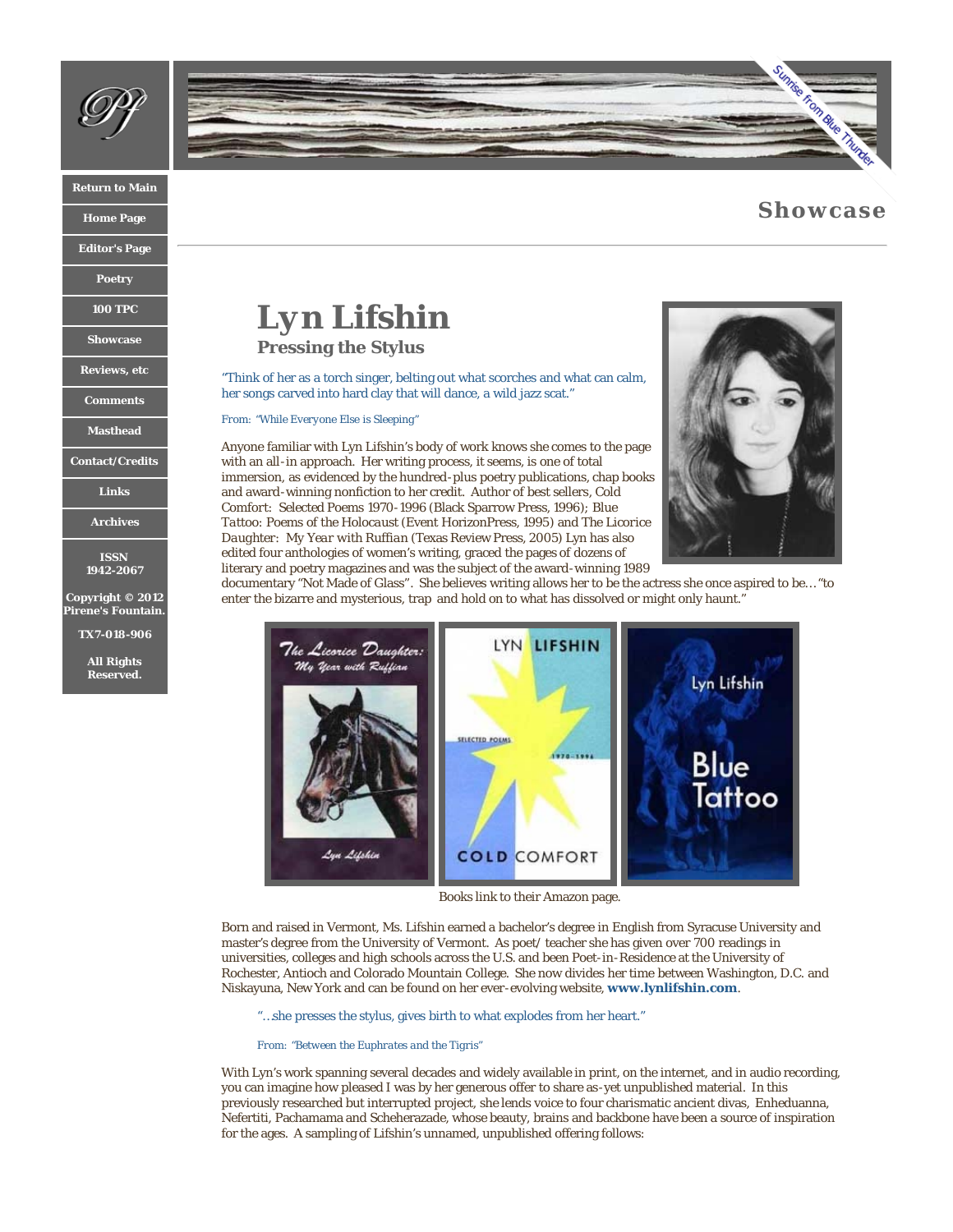# Showcase

## Lyn Lifshin

### Pressing the Stylus

"Think of her as a torch singer, belting out what scorches and what can calm, her songs carved into hard clay that will dance, a wild jazz scat."

From: "While Everyone Else is Sleeping"

Anyone familiar with Lyn Lifshin's body of work knows she comes to the page with an all-in approach. Her writing process, it seems, is one of total immersion, as evidenced by the hundred-plus poetry publications, chap books and award-winning nonfiction to her credit. Author of best sellers, Cold Comfort: Selected Poems 1970-1996 (Black Sparrow Press, 1996); Blue Tattoo: Poems of the Holocaust (Event HorizonPress, 1995) and The Licorice Daughter: My Year with Ruffian (Texas Review Press, 2005) Lyn has also edited four anthologies of women's writing, graced the pages of dozens of literary and poetry magazines and was the subject of the award-winning 1989 documentary "Not Made of Glass". She believes writing allows her to be the actress she once aspired to be…"to enter the bizarre and mysterious, trap and hold on to what has dissolved or might only haunt."

Books link to their Amazon page.

Born and raised in Vermont, Ms. Lifshin earned a bachelor's degree in English from Syracuse University and master's degree from the University of Vermont. As poet/ teacher she has given over 700 readings in universities, colleges and high schools across the U.S. and been Poet-in-Residence at the University of Rochester, Antioch and Colorado Mountain College. She now divides her time between Washington, D.C. and Niskayuna, New York and can be found on her ever-evolving website, **www.lynlifshin.com**.

"…she presses the stylus, gives birth to what explodes from her heart."

From: "Between the Euphrates and the Tigris"

With Lyn's work spanning several decades and widely available in print, on the internet, and in audio recording, you can imagine how pleased I was by her generous offer to share as-yet unpublished material. In this previously researched but interrupted project, she lends voice to four charismatic ancient divas, Enheduanna, Nefertiti, Pachamama and Scheherazade, whose beauty, brains and backbone have been a source of inspiration for the ages. A sampling of Lifshin's unnamed, unpublished offering follows: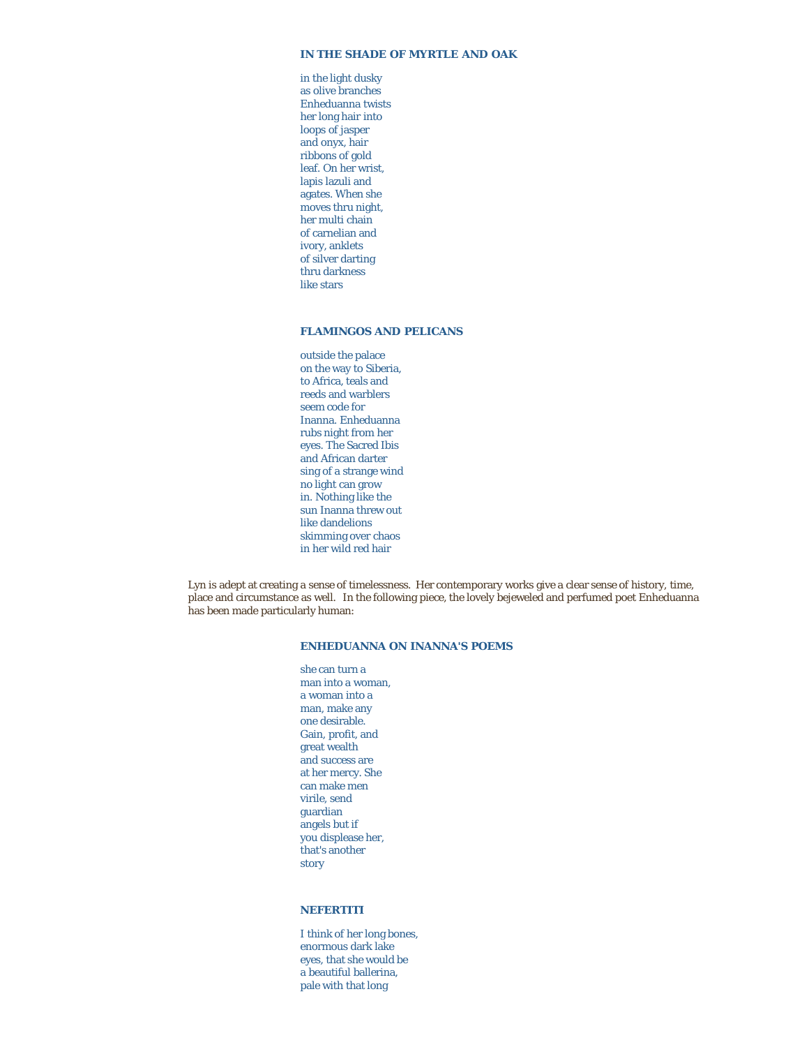### IN THE SHADE OF MYRTLE AND OAK

in the light dusky
as olive branches
Enheduanna twists
her long hair into
loops of jasper
and onyx, hair
ribbons of gold
leaf. On her wrist,
lapis lazuli and
agates. When she
moves thru night,
her multi chain
of carnelian and
ivory, anklets
of silver darting
thru darkness
like stars

### FLAMINGOS AND PELICANS

outside the palace
on the way to Siberia,
to Africa, teals and
reeds and warblers
seem code for
Inanna. Enheduanna
rubs night from her
eyes. The Sacred Ibis
and African darter
sing of a strange wind
no light can grow
in. Nothing like the
sun Inanna threw out
like dandelions
skimming over chaos
in her wild red hair

Lyn is adept at creating a sense of timelessness. Her contemporary works give a clear sense of history, time, place and circumstance as well. In the following piece, the lovely bejeweled and perfumed poet Enheduanna has been made particularly human:

### ENHEDUANNA ON INANNA'S POEMS

she can turn a
man into a woman,
a woman into a
man, make any
one desirable.
Gain, profit, and
great wealth
and success are
at her mercy. She
can make men
virile, send
guardian
angels but if
you displease her,
that's another
story

### NEFERTITI

I think of her long bones,
enormous dark lake
eyes, that she would be
a beautiful ballerina,
pale with that long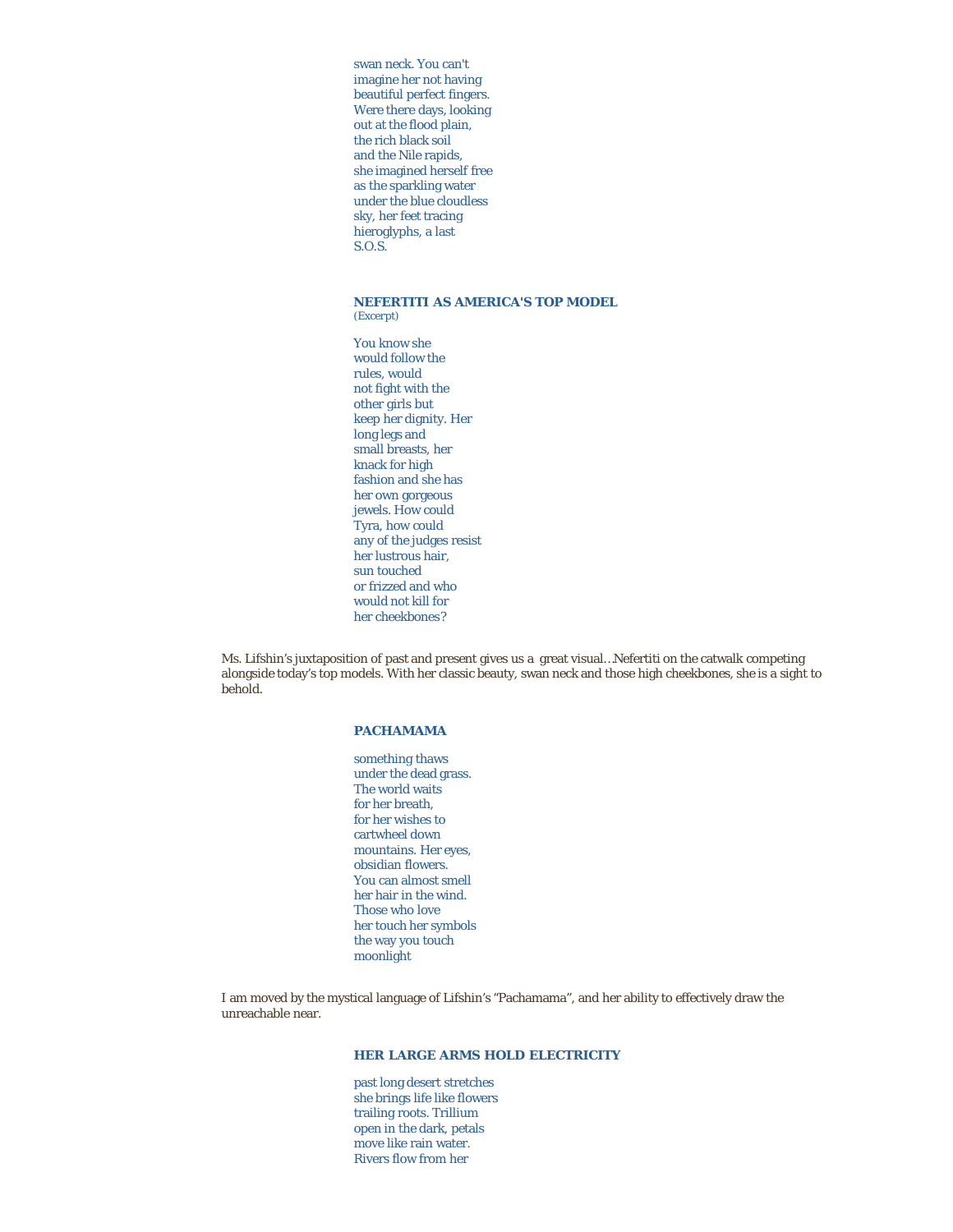swan neck. You can't  
imagine her not having  
beautiful perfect fingers.  
Were there days, looking  
out at the flood plain,  
the rich black soil  
and the Nile rapids,  
she imagined herself free  
as the sparkling water  
under the blue cloudless  
sky, her feet tracing  
hieroglyphs, a last  
S.O.S.

### NEFERTITI AS AMERICA'S TOP MODEL

(Excerpt)

You know she  
would follow the  
rules, would  
not fight with the  
other girls but  
keep her dignity. Her  
long legs and  
small breasts, her  
knack for high  
fashion and she has  
her own gorgeous  
jewels. How could  
Tyra, how could  
any of the judges resist  
her lustrous hair,  
sun touched  
or frizzed and who  
would not kill for  
her cheekbones?

Ms. Lifshin's juxtaposition of past and present gives us a great visual…Nefertiti on the catwalk competing alongside today's top models. With her classic beauty, swan neck and those high cheekbones, she is a sight to behold.

### PACHAMAMA

something thaws  
under the dead grass.  
The world waits  
for her breath,  
for her wishes to  
cartwheel down  
mountains. Her eyes,  
obsidian flowers.  
You can almost smell  
her hair in the wind.  
Those who love  
her touch her symbols  
the way you touch  
moonlight

I am moved by the mystical language of Lifshin's "Pachamama", and her ability to effectively draw the unreachable near.

### HER LARGE ARMS HOLD ELECTRICITY

past long desert stretches  
she brings life like flowers  
trailing roots. Trillium  
open in the dark, petals  
move like rain water.  
Rivers flow from her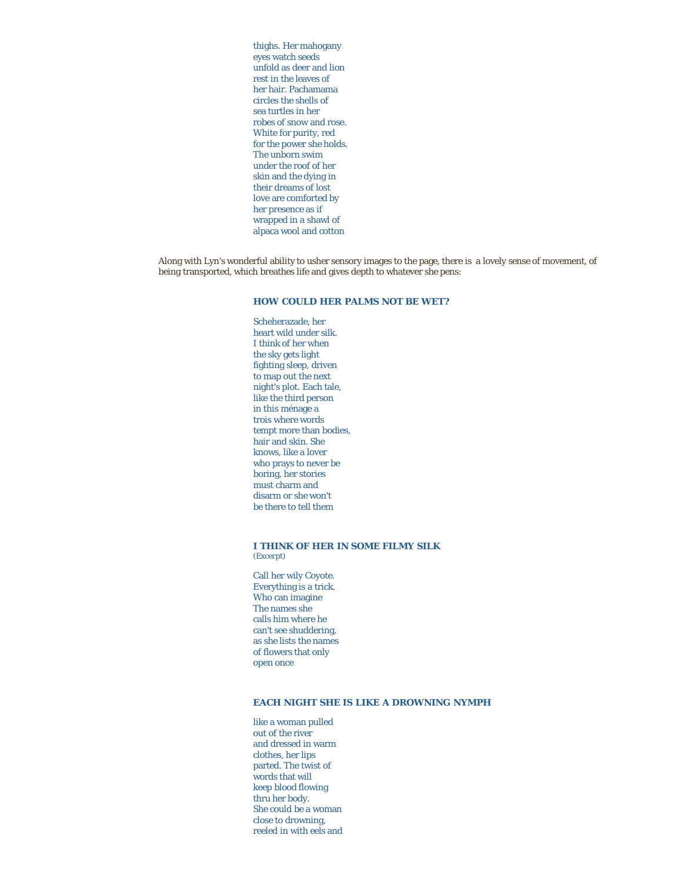thighs. Her mahogany  
eyes watch seeds  
unfold as deer and lion  
rest in the leaves of  
her hair. Pachamama  
circles the shells of  
sea turtles in her  
robes of snow and rose.  
White for purity, red  
for the power she holds.  
The unborn swim  
under the roof of her  
skin and the dying in  
their dreams of lost  
love are comforted by  
her presence as if  
wrapped in a shawl of  
alpaca wool and cotton

Along with Lyn's wonderful ability to usher sensory images to the page, there is a lovely sense of movement, of being transported, which breathes life and gives depth to whatever she pens:

### HOW COULD HER PALMS NOT BE WET?

Scheherazade, her  
heart wild under silk.  
I think of her when  
the sky gets light  
fighting sleep, driven  
to map out the next  
night's plot. Each tale,  
like the third person  
in this ménage a  
trois where words  
tempt more than bodies,  
hair and skin. She  
knows, like a lover  
who prays to never be  
boring, her stories  
must charm and  
disarm or she won't  
be there to tell them

### I THINK OF HER IN SOME FILMY SILK
(Excerpt)

Call her wily Coyote.  
Everything is a trick.  
Who can imagine  
The names she  
calls him where he  
can't see shuddering,  
as she lists the names  
of flowers that only  
open once

### EACH NIGHT SHE IS LIKE A DROWNING NYMPH

like a woman pulled  
out of the river  
and dressed in warm  
clothes, her lips  
parted. The twist of  
words that will  
keep blood flowing  
thru her body.  
She could be a woman  
close to drowning,  
reeled in with eels and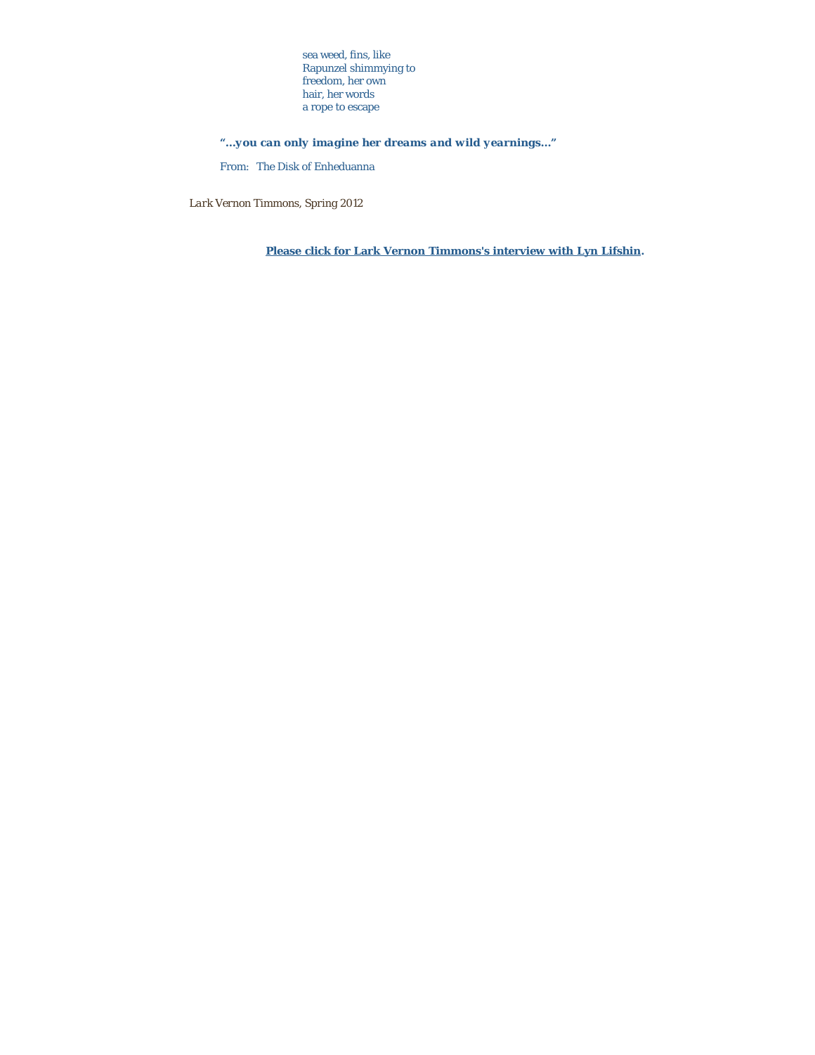*sea weed, fins, like*
*Rapunzel shimmying to*
*freedom, her own*
*hair, her words*
*a rope to escape*

***"...you can only imagine her dreams and wild yearnings..."***

From: The Disk of Enheduanna

*Lark Vernon Timmons, Spring 2012*

**Please click for Lark Vernon Timmons's interview with Lyn Lifshin.**